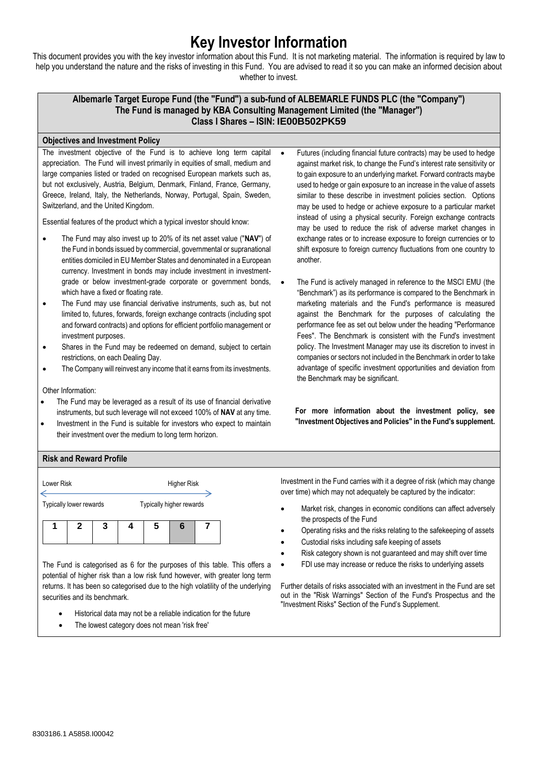# Key Investor Information

This document provides you with the key investor information about this Fund. It is not marketing material. The information is required by law to help you understand the nature and the risks of investing in this Fund. You are advised to read it so you can make an informed decision about whether to invest.

**Albemarle Target Europe Fund (the "Fund") a sub-fund of ALBEMARLE FUNDS PLC (the "Company")**
**The Fund is managed by KBA Consulting Management Limited (the "Manager")**
**Class I Shares – ISIN: IE00B502PK59**

## Objectives and Investment Policy

The investment objective of the Fund is to achieve long term capital appreciation. The Fund will invest primarily in equities of small, medium and large companies listed or traded on recognised European markets such as, but not exclusively, Austria, Belgium, Denmark, Finland, France, Germany, Greece, Ireland, Italy, the Netherlands, Norway, Portugal, Spain, Sweden, Switzerland, and the United Kingdom.

Essential features of the product which a typical investor should know:

- The Fund may also invest up to 20% of its net asset value ("**NAV**") of the Fund in bonds issued by commercial, governmental or supranational entities domiciled in EU Member States and denominated in a European currency. Investment in bonds may include investment in investment-grade or below investment-grade corporate or government bonds, which have a fixed or floating rate.
- The Fund may use financial derivative instruments, such as, but not limited to, futures, forwards, foreign exchange contracts (including spot and forward contracts) and options for efficient portfolio management or investment purposes.
- Shares in the Fund may be redeemed on demand, subject to certain restrictions, on each Dealing Day.
- The Company will reinvest any income that it earns from its investments.

Other Information:

- The Fund may be leveraged as a result of its use of financial derivative instruments, but such leverage will not exceed 100% of **NAV** at any time.
- Investment in the Fund is suitable for investors who expect to maintain their investment over the medium to long term horizon.
- Futures (including financial future contracts) may be used to hedge against market risk, to change the Fund's interest rate sensitivity or to gain exposure to an underlying market. Forward contracts maybe used to hedge or gain exposure to an increase in the value of assets similar to these describe in investment policies section. Options may be used to hedge or achieve exposure to a particular market instead of using a physical security. Foreign exchange contracts may be used to reduce the risk of adverse market changes in exchange rates or to increase exposure to foreign currencies or to shift exposure to foreign currency fluctuations from one country to another.
- The Fund is actively managed in reference to the MSCI EMU (the "Benchmark") as its performance is compared to the Benchmark in marketing materials and the Fund's performance is measured against the Benchmark for the purposes of calculating the performance fee as set out below under the heading "Performance Fees". The Benchmark is consistent with the Fund's investment policy. The Investment Manager may use its discretion to invest in companies or sectors not included in the Benchmark in order to take advantage of specific investment opportunities and deviation from the Benchmark may be significant.

**For more information about the investment policy, see "Investment Objectives and Policies" in the Fund's supplement.**

## Risk and Reward Profile

Lower Risk — Higher Risk

Typically lower rewards — Typically higher rewards

| 1 | 2 | 3 | 4 | 5 | 6 | 7 |
|---|---|---|---|---|---|---|

The Fund is categorised as 6 for the purposes of this table. This offers a potential of higher risk than a low risk fund however, with greater long term returns. It has been so categorised due to the high volatility of the underlying securities and its benchmark.

- Historical data may not be a reliable indication for the future
- The lowest category does not mean 'risk free'

Investment in the Fund carries with it a degree of risk (which may change over time) which may not adequately be captured by the indicator:

- Market risk, changes in economic conditions can affect adversely the prospects of the Fund
- Operating risks and the risks relating to the safekeeping of assets
- Custodial risks including safe keeping of assets
- Risk category shown is not guaranteed and may shift over time
- FDI use may increase or reduce the risks to underlying assets

Further details of risks associated with an investment in the Fund are set out in the "Risk Warnings" Section of the Fund's Prospectus and the "Investment Risks" Section of the Fund's Supplement.

8303186.1 A5858.I00042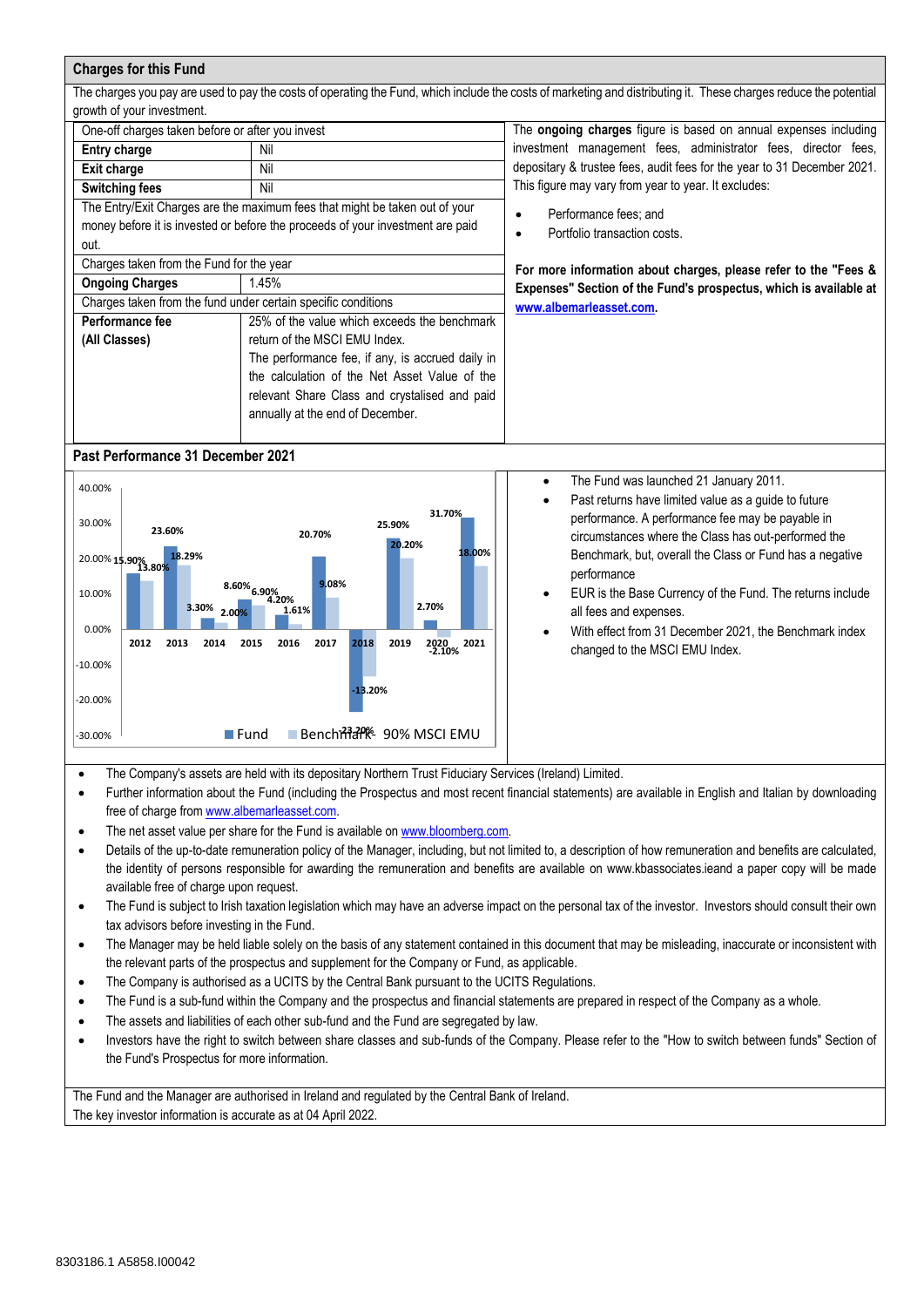## Charges for this Fund

The charges you pay are used to pay the costs of operating the Fund, which include the costs of marketing and distributing it. These charges reduce the potential growth of your investment.

| | |
|---|---|
| One-off charges taken before or after you invest | |
| **Entry charge** | Nil |
| **Exit charge** | Nil |
| **Switching fees** | Nil |
| The Entry/Exit Charges are the maximum fees that might be taken out of your money before it is invested or before the proceeds of your investment are paid out. | |
| Charges taken from the Fund for the year | |
| **Ongoing Charges** | 1.45% |
| Charges taken from the fund under certain specific conditions | |
| **Performance fee (All Classes)** | 25% of the value which exceeds the benchmark return of the MSCI EMU Index. The performance fee, if any, is accrued daily in the calculation of the Net Asset Value of the relevant Share Class and crystalised and paid annually at the end of December. |

The **ongoing charges** figure is based on annual expenses including investment management fees, administrator fees, director fees, depositary & trustee fees, audit fees for the year to 31 December 2021. This figure may vary from year to year. It excludes:

- Performance fees; and
- Portfolio transaction costs.

**For more information about charges, please refer to the "Fees & Expenses" Section of the Fund's prospectus, which is available at [www.albemarleasset.com](http://www.albemarleasset.com).**

## Past Performance 31 December 2021

40.00%
30.00%
20.00%
10.00%
0.00%
-10.00%
-20.00%
-30.00%

2012: 15.90%, 13.80%
2013: 23.60%, 18.29%
2014: 3.30%, 2.00%
2015: 8.60%, 6.90%
2016: 4.20%, 1.61%
2017: 20.70%, 9.08%
2018: -13.20%, -23.20%
2019: 25.90%, 20.20%
2020: 2.70%, -2.10%
2021: 31.70%, 18.00%

Fund | Benchmark - 90% MSCI EMU

- The Fund was launched 21 January 2011.
- Past returns have limited value as a guide to future performance. A performance fee may be payable in circumstances where the Class has out-performed the Benchmark, but, overall the Class or Fund has a negative performance
- EUR is the Base Currency of the Fund. The returns include all fees and expenses.
- With effect from 31 December 2021, the Benchmark index changed to the MSCI EMU Index.

- The Company's assets are held with its depositary Northern Trust Fiduciary Services (Ireland) Limited.
- Further information about the Fund (including the Prospectus and most recent financial statements) are available in English and Italian by downloading free of charge from [www.albemarleasset.com](http://www.albemarleasset.com).
- The net asset value per share for the Fund is available on [www.bloomberg.com](http://www.bloomberg.com).
- Details of the up-to-date remuneration policy of the Manager, including, but not limited to, a description of how remuneration and benefits are calculated, the identity of persons responsible for awarding the remuneration and benefits are available on www.kbassociates.ieand a paper copy will be made available free of charge upon request.
- The Fund is subject to Irish taxation legislation which may have an adverse impact on the personal tax of the investor. Investors should consult their own tax advisors before investing in the Fund.
- The Manager may be held liable solely on the basis of any statement contained in this document that may be misleading, inaccurate or inconsistent with the relevant parts of the prospectus and supplement for the Company or Fund, as applicable.
- The Company is authorised as a UCITS by the Central Bank pursuant to the UCITS Regulations.
- The Fund is a sub-fund within the Company and the prospectus and financial statements are prepared in respect of the Company as a whole.
- The assets and liabilities of each other sub-fund and the Fund are segregated by law.
- Investors have the right to switch between share classes and sub-funds of the Company. Please refer to the "How to switch between funds" Section of the Fund's Prospectus for more information.

The Fund and the Manager are authorised in Ireland and regulated by the Central Bank of Ireland.
The key investor information is accurate as at 04 April 2022.

8303186.1 A5858.I00042